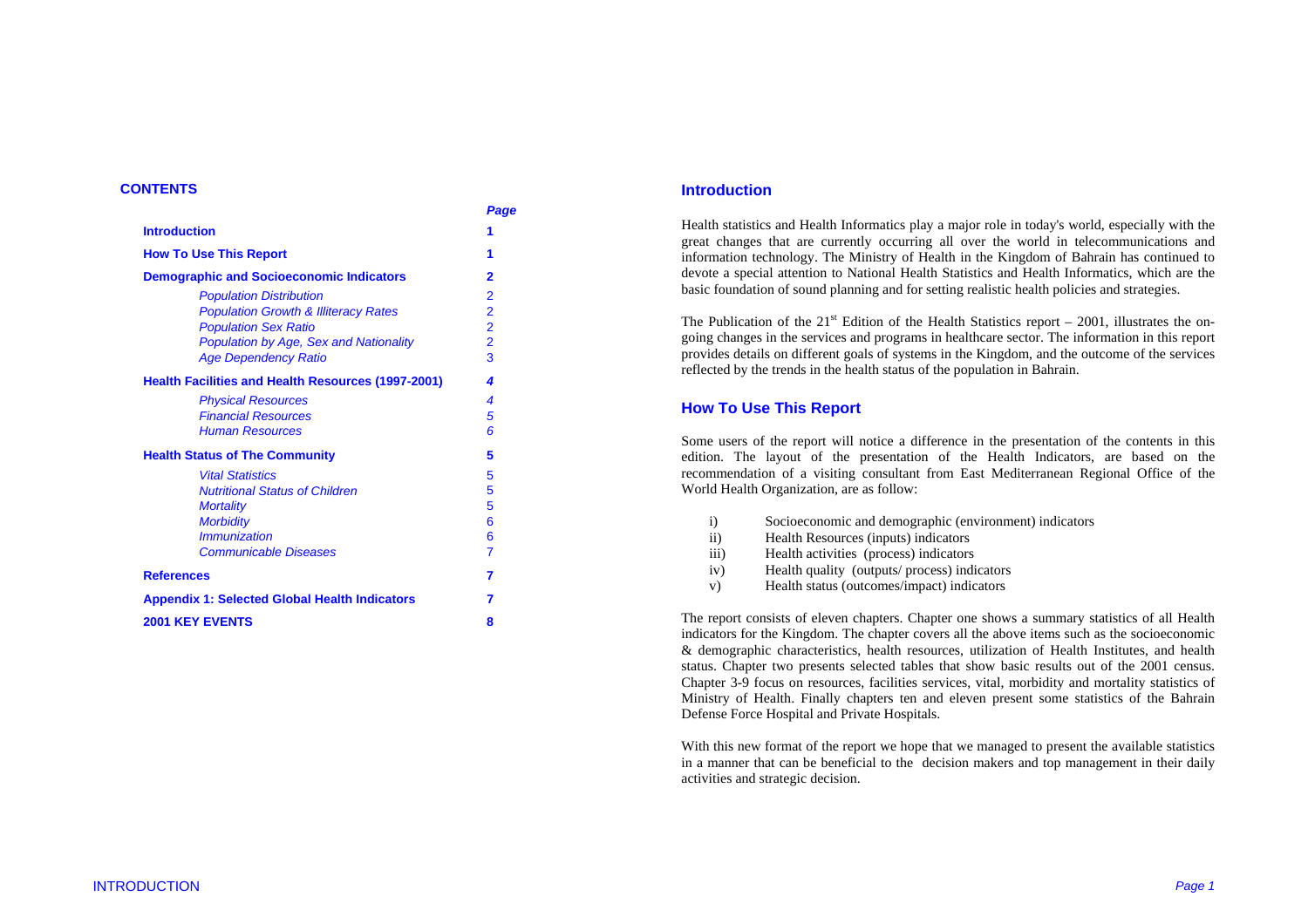## CONTENTS

| | Page |
|---|---|
| **Introduction** | **1** |
| **How To Use This Report** | **1** |
| **Demographic and Socioeconomic Indicators** | **2** |
| *Population Distribution* | 2 |
| *Population Growth & Illiteracy Rates* | 2 |
| *Population Sex Ratio* | 2 |
| *Population by Age, Sex and Nationality* | 2 |
| *Age Dependency Ratio* | 3 |
| **Health Facilities and Health Resources (1997-2001)** | ***4*** |
| *Physical Resources* | *4* |
| *Financial Resources* | *5* |
| *Human Resources* | *6* |
| **Health Status of The Community** | **5** |
| *Vital Statistics* | 5 |
| *Nutritional Status of Children* | 5 |
| *Mortality* | 5 |
| *Morbidity* | 6 |
| *Immunization* | 6 |
| *Communicable Diseases* | 7 |
| **References** | **7** |
| **Appendix 1: Selected Global Health Indicators** | **7** |
| **2001 KEY EVENTS** | **8** |

## Introduction

Health statistics and Health Informatics play a major role in today's world, especially with the great changes that are currently occurring all over the world in telecommunications and information technology. The Ministry of Health in the Kingdom of Bahrain has continued to devote a special attention to National Health Statistics and Health Informatics, which are the basic foundation of sound planning and for setting realistic health policies and strategies.

The Publication of the 21st Edition of the Health Statistics report – 2001, illustrates the on-going changes in the services and programs in healthcare sector. The information in this report provides details on different goals of systems in the Kingdom, and the outcome of the services reflected by the trends in the health status of the population in Bahrain.

## How To Use This Report

Some users of the report will notice a difference in the presentation of the contents in this edition. The layout of the presentation of the Health Indicators, are based on the recommendation of a visiting consultant from East Mediterranean Regional Office of the World Health Organization, are as follow:

i) Socioeconomic and demographic (environment) indicators
ii) Health Resources (inputs) indicators
iii) Health activities (process) indicators
iv) Health quality (outputs/ process) indicators
v) Health status (outcomes/impact) indicators

The report consists of eleven chapters. Chapter one shows a summary statistics of all Health indicators for the Kingdom. The chapter covers all the above items such as the socioeconomic & demographic characteristics, health resources, utilization of Health Institutes, and health status. Chapter two presents selected tables that show basic results out of the 2001 census. Chapter 3-9 focus on resources, facilities services, vital, morbidity and mortality statistics of Ministry of Health. Finally chapters ten and eleven present some statistics of the Bahrain Defense Force Hospital and Private Hospitals.

With this new format of the report we hope that we managed to present the available statistics in a manner that can be beneficial to the decision makers and top management in their daily activities and strategic decision.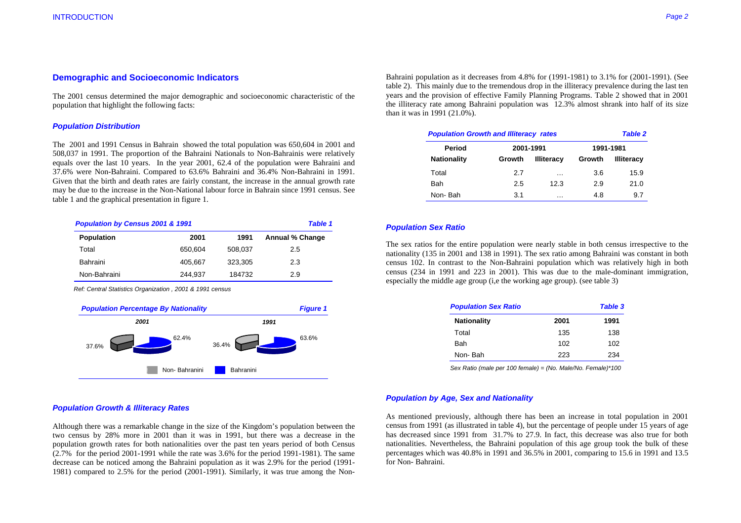## Demographic and Socioeconomic Indicators

The 2001 census determined the major demographic and socioeconomic characteristic of the population that highlight the following facts:

### *Population Distribution*

The 2001 and 1991 Census in Bahrain showed the total population was 650,604 in 2001 and 508,037 in 1991. The proportion of the Bahraini Nationals to Non-Bahrainis were relatively equals over the last 10 years. In the year 2001, 62.4 of the population were Bahraini and 37.6% were Non-Bahraini. Compared to 63.6% Bahraini and 36.4% Non-Bahraini in 1991. Given that the birth and death rates are fairly constant, the increase in the annual growth rate may be due to the increase in the Non-National labour force in Bahrain since 1991 census. See table 1 and the graphical presentation in figure 1.

***Population by Census 2001 & 1991*** — ***Table 1***

| Population | 2001 | 1991 | Annual % Change |
|---|---|---|---|
| Total | 650,604 | 508,037 | 2.5 |
| Bahraini | 405,667 | 323,305 | 2.3 |
| Non-Bahraini | 244,937 | 184732 | 2.9 |

*Ref: Central Statistics Organization , 2001 & 1991 census*

***Population Percentage By Nationality*** — ***Figure 1***

| | 2001 | 1991 |
|---|---|---|
| Non- Bahranini | 37.6% | 36.4% |
| Bahranini | 62.4% | 63.6% |

### *Population Growth & Illiteracy Rates*

Although there was a remarkable change in the size of the Kingdom's population between the two census by 28% more in 2001 than it was in 1991, but there was a decrease in the population growth rates for both nationalities over the past ten years period of both Census (2.7% for the period 2001-1991 while the rate was 3.6% for the period 1991-1981). The same decrease can be noticed among the Bahraini population as it was 2.9% for the period (1991-1981) compared to 2.5% for the period (2001-1991). Similarly, it was true among the Non-Bahraini population as it decreases from 4.8% for (1991-1981) to 3.1% for (2001-1991). (See table 2). This mainly due to the tremendous drop in the illiteracy prevalence during the last ten years and the provision of effective Family Planning Programs. Table 2 showed that in 2001 the illiteracy rate among Bahraini population was 12.3% almost shrank into half of its size than it was in 1991 (21.0%).

***Population Growth and Illiteracy rates*** — ***Table 2***

| Period | 2001-1991 | | 1991-1981 | |
|---|---|---|---|---|
| Nationality | Growth | Illiteracy | Growth | Illiteracy |
| Total | 2.7 | … | 3.6 | 15.9 |
| Bah | 2.5 | 12.3 | 2.9 | 21.0 |
| Non- Bah | 3.1 | … | 4.8 | 9.7 |

### *Population Sex Ratio*

The sex ratios for the entire population were nearly stable in both census irrespective to the nationality (135 in 2001 and 138 in 1991). The sex ratio among Bahraini was constant in both census 102. In contrast to the Non-Bahraini population which was relatively high in both census (234 in 1991 and 223 in 2001). This was due to the male-dominant immigration, especially the middle age group (i,e the working age group). (see table 3)

***Population Sex Ratio*** — ***Table 3***

| Nationality | 2001 | 1991 |
|---|---|---|
| Total | 135 | 138 |
| Bah | 102 | 102 |
| Non- Bah | 223 | 234 |

*Sex Ratio (male per 100 female) = (No. Male/No. Female)\*100*

### *Population by Age, Sex and Nationality*

As mentioned previously, although there has been an increase in total population in 2001 census from 1991 (as illustrated in table 4), but the percentage of people under 15 years of age has decreased since 1991 from 31.7% to 27.9. In fact, this decrease was also true for both nationalities. Nevertheless, the Bahraini population of this age group took the bulk of these percentages which was 40.8% in 1991 and 36.5% in 2001, comparing to 15.6 in 1991 and 13.5 for Non- Bahraini.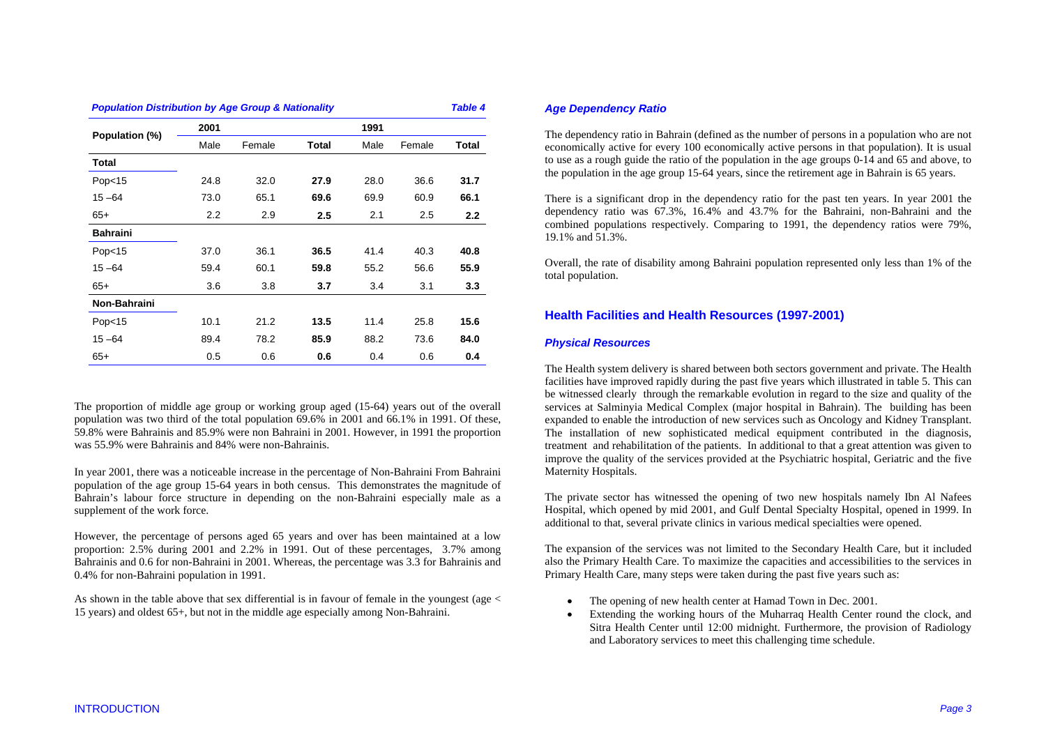*Population Distribution by Age Group & Nationality* *Table 4*

| Population (%) | 2001 | | | 1991 | | |
|---|---|---|---|---|---|---|
| | Male | Female | **Total** | Male | Female | **Total** |
| **Total** | | | | | | |
| Pop<15 | 24.8 | 32.0 | **27.9** | 28.0 | 36.6 | **31.7** |
| 15 –64 | 73.0 | 65.1 | **69.6** | 69.9 | 60.9 | **66.1** |
| 65+ | 2.2 | 2.9 | **2.5** | 2.1 | 2.5 | **2.2** |
| **Bahraini** | | | | | | |
| Pop<15 | 37.0 | 36.1 | **36.5** | 41.4 | 40.3 | **40.8** |
| 15 –64 | 59.4 | 60.1 | **59.8** | 55.2 | 56.6 | **55.9** |
| 65+ | 3.6 | 3.8 | **3.7** | 3.4 | 3.1 | **3.3** |
| **Non-Bahraini** | | | | | | |
| Pop<15 | 10.1 | 21.2 | **13.5** | 11.4 | 25.8 | **15.6** |
| 15 –64 | 89.4 | 78.2 | **85.9** | 88.2 | 73.6 | **84.0** |
| 65+ | 0.5 | 0.6 | **0.6** | 0.4 | 0.6 | **0.4** |

The proportion of middle age group or working group aged (15-64) years out of the overall population was two third of the total population 69.6% in 2001 and 66.1% in 1991. Of these, 59.8% were Bahrainis and 85.9% were non Bahraini in 2001. However, in 1991 the proportion was 55.9% were Bahrainis and 84% were non-Bahrainis.

In year 2001, there was a noticeable increase in the percentage of Non-Bahraini From Bahraini population of the age group 15-64 years in both census. This demonstrates the magnitude of Bahrain's labour force structure in depending on the non-Bahraini especially male as a supplement of the work force.

However, the percentage of persons aged 65 years and over has been maintained at a low proportion: 2.5% during 2001 and 2.2% in 1991. Out of these percentages, 3.7% among Bahrainis and 0.6 for non-Bahraini in 2001. Whereas, the percentage was 3.3 for Bahrainis and 0.4% for non-Bahraini population in 1991.

As shown in the table above that sex differential is in favour of female in the youngest (age < 15 years) and oldest 65+, but not in the middle age especially among Non-Bahraini.

### *Age Dependency Ratio*

The dependency ratio in Bahrain (defined as the number of persons in a population who are not economically active for every 100 economically active persons in that population). It is usual to use as a rough guide the ratio of the population in the age groups 0-14 and 65 and above, to the population in the age group 15-64 years, since the retirement age in Bahrain is 65 years.

There is a significant drop in the dependency ratio for the past ten years. In year 2001 the dependency ratio was 67.3%, 16.4% and 43.7% for the Bahraini, non-Bahraini and the combined populations respectively. Comparing to 1991, the dependency ratios were 79%, 19.1% and 51.3%.

Overall, the rate of disability among Bahraini population represented only less than 1% of the total population.

## Health Facilities and Health Resources (1997-2001)

### *Physical Resources*

The Health system delivery is shared between both sectors government and private. The Health facilities have improved rapidly during the past five years which illustrated in table 5. This can be witnessed clearly through the remarkable evolution in regard to the size and quality of the services at Salminyia Medical Complex (major hospital in Bahrain). The building has been expanded to enable the introduction of new services such as Oncology and Kidney Transplant. The installation of new sophisticated medical equipment contributed in the diagnosis, treatment and rehabilitation of the patients. In additional to that a great attention was given to improve the quality of the services provided at the Psychiatric hospital, Geriatric and the five Maternity Hospitals.

The private sector has witnessed the opening of two new hospitals namely Ibn Al Nafees Hospital, which opened by mid 2001, and Gulf Dental Specialty Hospital, opened in 1999. In additional to that, several private clinics in various medical specialties were opened.

The expansion of the services was not limited to the Secondary Health Care, but it included also the Primary Health Care. To maximize the capacities and accessibilities to the services in Primary Health Care, many steps were taken during the past five years such as:

- The opening of new health center at Hamad Town in Dec. 2001.
- Extending the working hours of the Muharraq Health Center round the clock, and Sitra Health Center until 12:00 midnight. Furthermore, the provision of Radiology and Laboratory services to meet this challenging time schedule.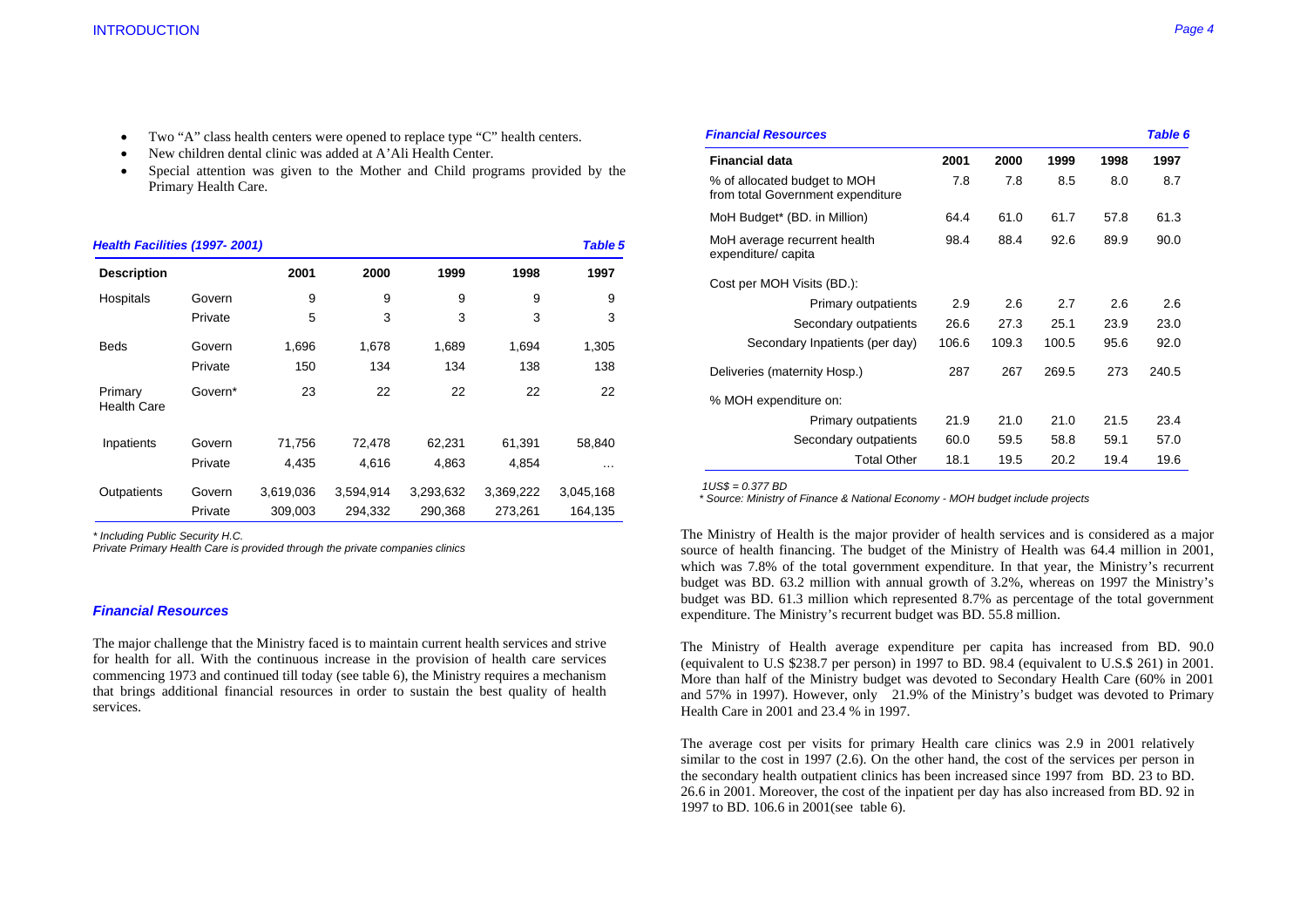- Two "A" class health centers were opened to replace type "C" health centers.
- New children dental clinic was added at A'Ali Health Center.
- Special attention was given to the Mother and Child programs provided by the Primary Health Care.

***Health Facilities (1997- 2001)*** ***Table 5***

| Description | | 2001 | 2000 | 1999 | 1998 | 1997 |
|---|---|---|---|---|---|---|
| Hospitals | Govern | 9 | 9 | 9 | 9 | 9 |
| | Private | 5 | 3 | 3 | 3 | 3 |
| Beds | Govern | 1,696 | 1,678 | 1,689 | 1,694 | 1,305 |
| | Private | 150 | 134 | 134 | 138 | 138 |
| Primary Health Care | Govern* | 23 | 22 | 22 | 22 | 22 |
| Inpatients | Govern | 71,756 | 72,478 | 62,231 | 61,391 | 58,840 |
| | Private | 4,435 | 4,616 | 4,863 | 4,854 | … |
| Outpatients | Govern | 3,619,036 | 3,594,914 | 3,293,632 | 3,369,222 | 3,045,168 |
| | Private | 309,003 | 294,332 | 290,368 | 273,261 | 164,135 |

*\* Including Public Security H.C.*
*Private Primary Health Care is provided through the private companies clinics*

### *Financial Resources*

The major challenge that the Ministry faced is to maintain current health services and strive for health for all. With the continuous increase in the provision of health care services commencing 1973 and continued till today (see table 6), the Ministry requires a mechanism that brings additional financial resources in order to sustain the best quality of health services.

***Financial Resources*** ***Table 6***

| Financial data | 2001 | 2000 | 1999 | 1998 | 1997 |
|---|---|---|---|---|---|
| % of allocated budget to MOH from total Government expenditure | 7.8 | 7.8 | 8.5 | 8.0 | 8.7 |
| MoH Budget* (BD. in Million) | 64.4 | 61.0 | 61.7 | 57.8 | 61.3 |
| MoH average recurrent health expenditure/ capita | 98.4 | 88.4 | 92.6 | 89.9 | 90.0 |
| Cost per MOH Visits (BD.): | | | | | |
| Primary outpatients | 2.9 | 2.6 | 2.7 | 2.6 | 2.6 |
| Secondary outpatients | 26.6 | 27.3 | 25.1 | 23.9 | 23.0 |
| Secondary Inpatients (per day) | 106.6 | 109.3 | 100.5 | 95.6 | 92.0 |
| Deliveries (maternity Hosp.) | 287 | 267 | 269.5 | 273 | 240.5 |
| % MOH expenditure on: | | | | | |
| Primary outpatients | 21.9 | 21.0 | 21.0 | 21.5 | 23.4 |
| Secondary outpatients | 60.0 | 59.5 | 58.8 | 59.1 | 57.0 |
| Total Other | 18.1 | 19.5 | 20.2 | 19.4 | 19.6 |

*1US$ = 0.377 BD*
*\* Source: Ministry of Finance & National Economy - MOH budget include projects*

The Ministry of Health is the major provider of health services and is considered as a major source of health financing. The budget of the Ministry of Health was 64.4 million in 2001, which was 7.8% of the total government expenditure. In that year, the Ministry's recurrent budget was BD. 63.2 million with annual growth of 3.2%, whereas on 1997 the Ministry's budget was BD. 61.3 million which represented 8.7% as percentage of the total government expenditure. The Ministry's recurrent budget was BD. 55.8 million.

The Ministry of Health average expenditure per capita has increased from BD. 90.0 (equivalent to U.S $238.7 per person) in 1997 to BD. 98.4 (equivalent to U.S.$ 261) in 2001. More than half of the Ministry budget was devoted to Secondary Health Care (60% in 2001 and 57% in 1997). However, only 21.9% of the Ministry's budget was devoted to Primary Health Care in 2001 and 23.4 % in 1997.

The average cost per visits for primary Health care clinics was 2.9 in 2001 relatively similar to the cost in 1997 (2.6). On the other hand, the cost of the services per person in the secondary health outpatient clinics has been increased since 1997 from BD. 23 to BD. 26.6 in 2001. Moreover, the cost of the inpatient per day has also increased from BD. 92 in 1997 to BD. 106.6 in 2001(see table 6).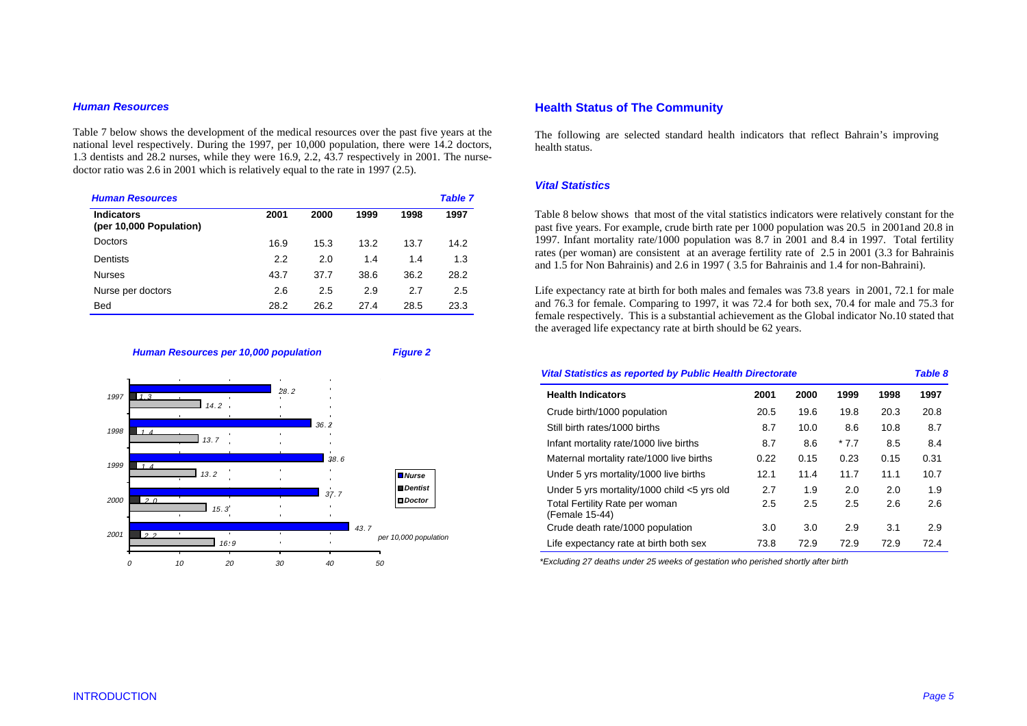### *Human Resources*

Table 7 below shows the development of the medical resources over the past five years at the national level respectively. During the 1997, per 10,000 population, there were 14.2 doctors, 1.3 dentists and 28.2 nurses, while they were 16.9, 2.2, 43.7 respectively in 2001. The nurse-doctor ratio was 2.6 in 2001 which is relatively equal to the rate in 1997 (2.5).

***Human Resources*** ***Table 7***

| Indicators (per 10,000 Population) | 2001 | 2000 | 1999 | 1998 | 1997 |
|---|---|---|---|---|---|
| Doctors | 16.9 | 15.3 | 13.2 | 13.7 | 14.2 |
| Dentists | 2.2 | 2.0 | 1.4 | 1.4 | 1.3 |
| Nurses | 43.7 | 37.7 | 38.6 | 36.2 | 28.2 |
| Nurse per doctors | 2.6 | 2.5 | 2.9 | 2.7 | 2.5 |
| Bed | 28.2 | 26.2 | 27.4 | 28.5 | 23.3 |

***Human Resources per 10,000 population*** ***Figure 2***

| Year | Nurse | Dentist | Doctor |
|---|---|---|---|
| 1997 | 28.2 | 1.3 | 14.2 |
| 1998 | 36.2 | 1.4 | 13.7 |
| 1999 | 38.6 | 1.4 | 13.2 |
| 2000 | 37.7 | 2.0 | 15.3 |
| 2001 | 43.7 | 2.2 | 16.9 |

*per 10,000 population*

## Health Status of The Community

The following are selected standard health indicators that reflect Bahrain's improving health status.

### *Vital Statistics*

Table 8 below shows that most of the vital statistics indicators were relatively constant for the past five years. For example, crude birth rate per 1000 population was 20.5 in 2001and 20.8 in 1997. Infant mortality rate/1000 population was 8.7 in 2001 and 8.4 in 1997. Total fertility rates (per woman) are consistent at an average fertility rate of 2.5 in 2001 (3.3 for Bahrainis and 1.5 for Non Bahrainis) and 2.6 in 1997 ( 3.5 for Bahrainis and 1.4 for non-Bahraini).

Life expectancy rate at birth for both males and females was 73.8 years in 2001, 72.1 for male and 76.3 for female. Comparing to 1997, it was 72.4 for both sex, 70.4 for male and 75.3 for female respectively. This is a substantial achievement as the Global indicator No.10 stated that the averaged life expectancy rate at birth should be 62 years.

***Vital Statistics as reported by Public Health Directorate*** ***Table 8***

| Health Indicators | 2001 | 2000 | 1999 | 1998 | 1997 |
|---|---|---|---|---|---|
| Crude birth/1000 population | 20.5 | 19.6 | 19.8 | 20.3 | 20.8 |
| Still birth rates/1000 births | 8.7 | 10.0 | 8.6 | 10.8 | 8.7 |
| Infant mortality rate/1000 live births | 8.7 | 8.6 | * 7.7 | 8.5 | 8.4 |
| Maternal mortality rate/1000 live births | 0.22 | 0.15 | 0.23 | 0.15 | 0.31 |
| Under 5 yrs mortality/1000 live births | 12.1 | 11.4 | 11.7 | 11.1 | 10.7 |
| Under 5 yrs mortality/1000 child <5 yrs old | 2.7 | 1.9 | 2.0 | 2.0 | 1.9 |
| Total Fertility Rate per woman (Female 15-44) | 2.5 | 2.5 | 2.5 | 2.6 | 2.6 |
| Crude death rate/1000 population | 3.0 | 3.0 | 2.9 | 3.1 | 2.9 |
| Life expectancy rate at birth both sex | 73.8 | 72.9 | 72.9 | 72.9 | 72.4 |

*\*Excluding 27 deaths under 25 weeks of gestation who perished shortly after birth*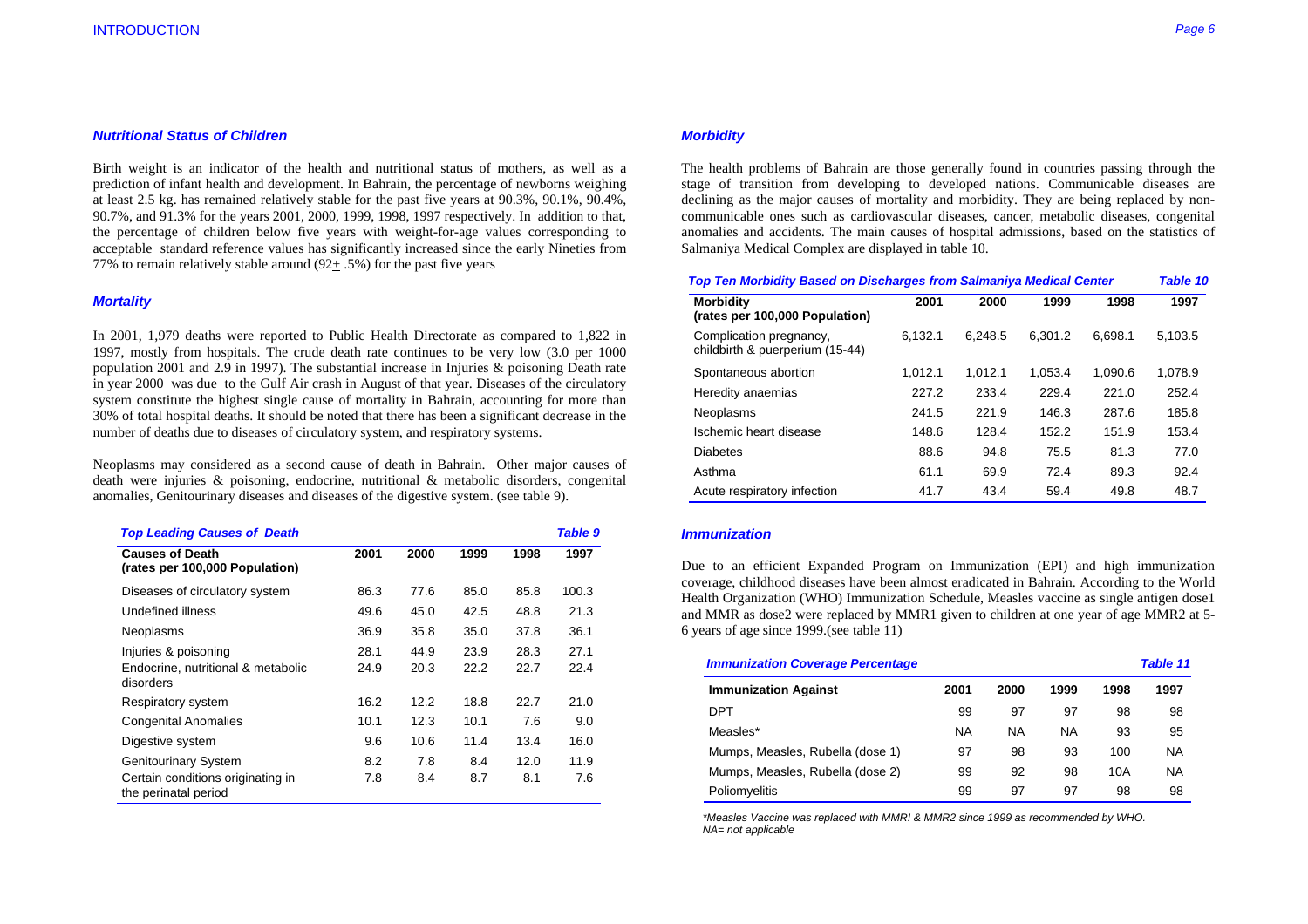### *Nutritional Status of Children*

Birth weight is an indicator of the health and nutritional status of mothers, as well as a prediction of infant health and development. In Bahrain, the percentage of newborns weighing at least 2.5 kg. has remained relatively stable for the past five years at 90.3%, 90.1%, 90.4%, 90.7%, and 91.3% for the years 2001, 2000, 1999, 1998, 1997 respectively. In addition to that, the percentage of children below five years with weight-for-age values corresponding to acceptable standard reference values has significantly increased since the early Nineties from 77% to remain relatively stable around (92± .5%) for the past five years

### *Mortality*

In 2001, 1,979 deaths were reported to Public Health Directorate as compared to 1,822 in 1997, mostly from hospitals. The crude death rate continues to be very low (3.0 per 1000 population 2001 and 2.9 in 1997). The substantial increase in Injuries & poisoning Death rate in year 2000 was due to the Gulf Air crash in August of that year. Diseases of the circulatory system constitute the highest single cause of mortality in Bahrain, accounting for more than 30% of total hospital deaths. It should be noted that there has been a significant decrease in the number of deaths due to diseases of circulatory system, and respiratory systems.

Neoplasms may considered as a second cause of death in Bahrain. Other major causes of death were injuries & poisoning, endocrine, nutritional & metabolic disorders, congenital anomalies, Genitourinary diseases and diseases of the digestive system. (see table 9).

***Top Leading Causes of Death*** — ***Table 9***

| Causes of Death (rates per 100,000 Population) | 2001 | 2000 | 1999 | 1998 | 1997 |
|---|---|---|---|---|---|
| Diseases of circulatory system | 86.3 | 77.6 | 85.0 | 85.8 | 100.3 |
| Undefined illness | 49.6 | 45.0 | 42.5 | 48.8 | 21.3 |
| Neoplasms | 36.9 | 35.8 | 35.0 | 37.8 | 36.1 |
| Injuries & poisoning | 28.1 | 44.9 | 23.9 | 28.3 | 27.1 |
| Endocrine, nutritional & metabolic disorders | 24.9 | 20.3 | 22.2 | 22.7 | 22.4 |
| Respiratory system | 16.2 | 12.2 | 18.8 | 22.7 | 21.0 |
| Congenital Anomalies | 10.1 | 12.3 | 10.1 | 7.6 | 9.0 |
| Digestive system | 9.6 | 10.6 | 11.4 | 13.4 | 16.0 |
| Genitourinary System | 8.2 | 7.8 | 8.4 | 12.0 | 11.9 |
| Certain conditions originating in the perinatal period | 7.8 | 8.4 | 8.7 | 8.1 | 7.6 |

### *Morbidity*

The health problems of Bahrain are those generally found in countries passing through the stage of transition from developing to developed nations. Communicable diseases are declining as the major causes of mortality and morbidity. They are being replaced by non-communicable ones such as cardiovascular diseases, cancer, metabolic diseases, congenital anomalies and accidents. The main causes of hospital admissions, based on the statistics of Salmaniya Medical Complex are displayed in table 10.

***Top Ten Morbidity Based on Discharges from Salmaniya Medical Center*** — ***Table 10***

| Morbidity (rates per 100,000 Population) | 2001 | 2000 | 1999 | 1998 | 1997 |
|---|---|---|---|---|---|
| Complication pregnancy, childbirth & puerperium (15-44) | 6,132.1 | 6,248.5 | 6,301.2 | 6,698.1 | 5,103.5 |
| Spontaneous abortion | 1,012.1 | 1,012.1 | 1,053.4 | 1,090.6 | 1,078.9 |
| Heredity anaemias | 227.2 | 233.4 | 229.4 | 221.0 | 252.4 |
| Neoplasms | 241.5 | 221.9 | 146.3 | 287.6 | 185.8 |
| Ischemic heart disease | 148.6 | 128.4 | 152.2 | 151.9 | 153.4 |
| Diabetes | 88.6 | 94.8 | 75.5 | 81.3 | 77.0 |
| Asthma | 61.1 | 69.9 | 72.4 | 89.3 | 92.4 |
| Acute respiratory infection | 41.7 | 43.4 | 59.4 | 49.8 | 48.7 |

### *Immunization*

Due to an efficient Expanded Program on Immunization (EPI) and high immunization coverage, childhood diseases have been almost eradicated in Bahrain. According to the World Health Organization (WHO) Immunization Schedule, Measles vaccine as single antigen dose1 and MMR as dose2 were replaced by MMR1 given to children at one year of age MMR2 at 5-6 years of age since 1999.(see table 11)

***Immunization Coverage Percentage*** — ***Table 11***

| Immunization Against | 2001 | 2000 | 1999 | 1998 | 1997 |
|---|---|---|---|---|---|
| DPT | 99 | 97 | 97 | 98 | 98 |
| Measles* | NA | NA | NA | 93 | 95 |
| Mumps, Measles, Rubella (dose 1) | 97 | 98 | 93 | 100 | NA |
| Mumps, Measles, Rubella (dose 2) | 99 | 92 | 98 | 10A | NA |
| Poliomyelitis | 99 | 97 | 97 | 98 | 98 |

*\*Measles Vaccine was replaced with MMR! & MMR2 since 1999 as recommended by WHO.*
*NA= not applicable*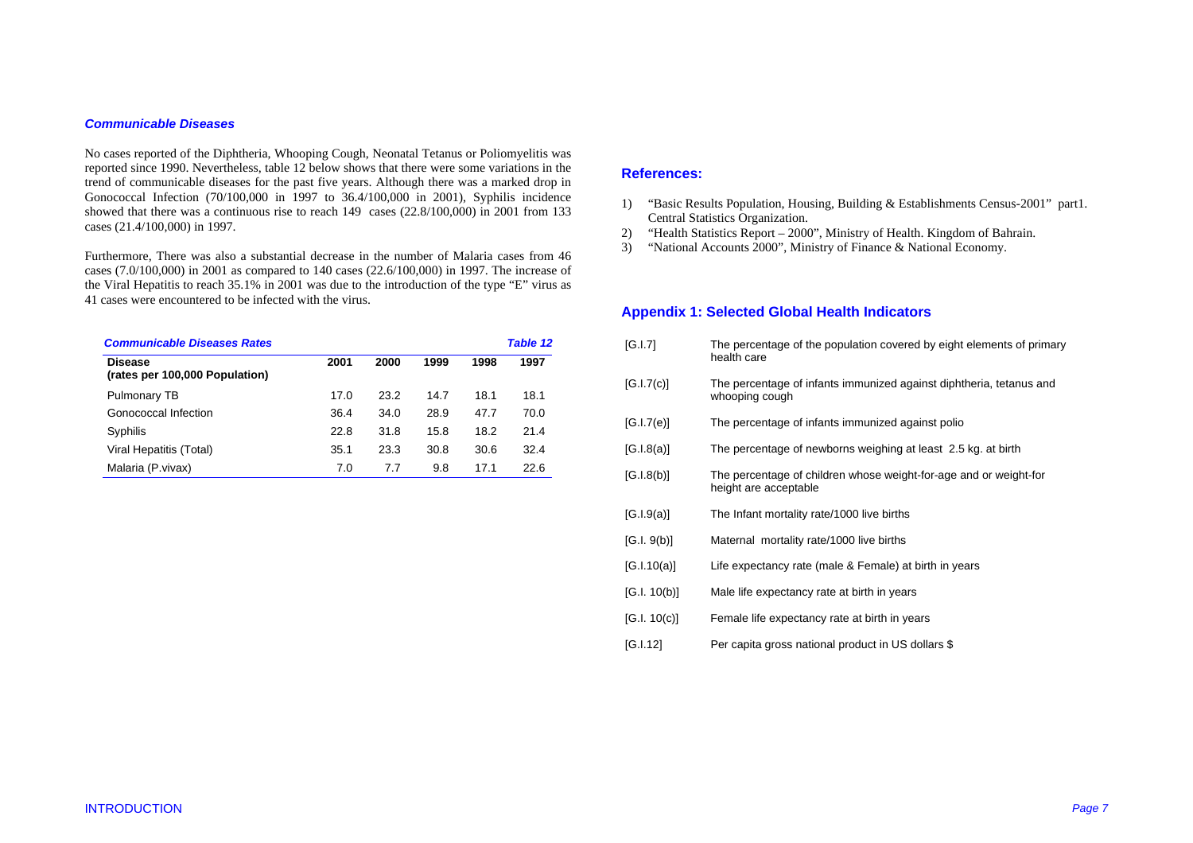### *Communicable Diseases*

No cases reported of the Diphtheria, Whooping Cough, Neonatal Tetanus or Poliomyelitis was reported since 1990. Nevertheless, table 12 below shows that there were some variations in the trend of communicable diseases for the past five years. Although there was a marked drop in Gonococcal Infection (70/100,000 in 1997 to 36.4/100,000 in 2001), Syphilis incidence showed that there was a continuous rise to reach 149 cases (22.8/100,000) in 2001 from 133 cases (21.4/100,000) in 1997.

Furthermore, There was also a substantial decrease in the number of Malaria cases from 46 cases (7.0/100,000) in 2001 as compared to 140 cases (22.6/100,000) in 1997. The increase of the Viral Hepatitis to reach 35.1% in 2001 was due to the introduction of the type "E" virus as 41 cases were encountered to be infected with the virus.

***Communicable Diseases Rates*** — ***Table 12***

| **Disease (rates per 100,000 Population)** | **2001** | **2000** | **1999** | **1998** | **1997** |
|---|---|---|---|---|---|
| Pulmonary TB | 17.0 | 23.2 | 14.7 | 18.1 | 18.1 |
| Gonococcal Infection | 36.4 | 34.0 | 28.9 | 47.7 | 70.0 |
| Syphilis | 22.8 | 31.8 | 15.8 | 18.2 | 21.4 |
| Viral Hepatitis (Total) | 35.1 | 23.3 | 30.8 | 30.6 | 32.4 |
| Malaria (P.vivax) | 7.0 | 7.7 | 9.8 | 17.1 | 22.6 |

### References:

1) "Basic Results Population, Housing, Building & Establishments Census-2001" part1. Central Statistics Organization.
2) "Health Statistics Report – 2000", Ministry of Health. Kingdom of Bahrain.
3) "National Accounts 2000", Ministry of Finance & National Economy.

### Appendix 1: Selected Global Health Indicators

| | |
|---|---|
| [G.I.7] | The percentage of the population covered by eight elements of primary health care |
| [G.I.7(c)] | The percentage of infants immunized against diphtheria, tetanus and whooping cough |
| [G.I.7(e)] | The percentage of infants immunized against polio |
| [G.I.8(a)] | The percentage of newborns weighing at least 2.5 kg. at birth |
| [G.I.8(b)] | The percentage of children whose weight-for-age and or weight-for height are acceptable |
| [G.I.9(a)] | The Infant mortality rate/1000 live births |
| [G.I. 9(b)] | Maternal mortality rate/1000 live births |
| [G.I.10(a)] | Life expectancy rate (male & Female) at birth in years |
| [G.I. 10(b)] | Male life expectancy rate at birth in years |
| [G.I. 10(c)] | Female life expectancy rate at birth in years |
| [G.I.12] | Per capita gross national product in US dollars $ |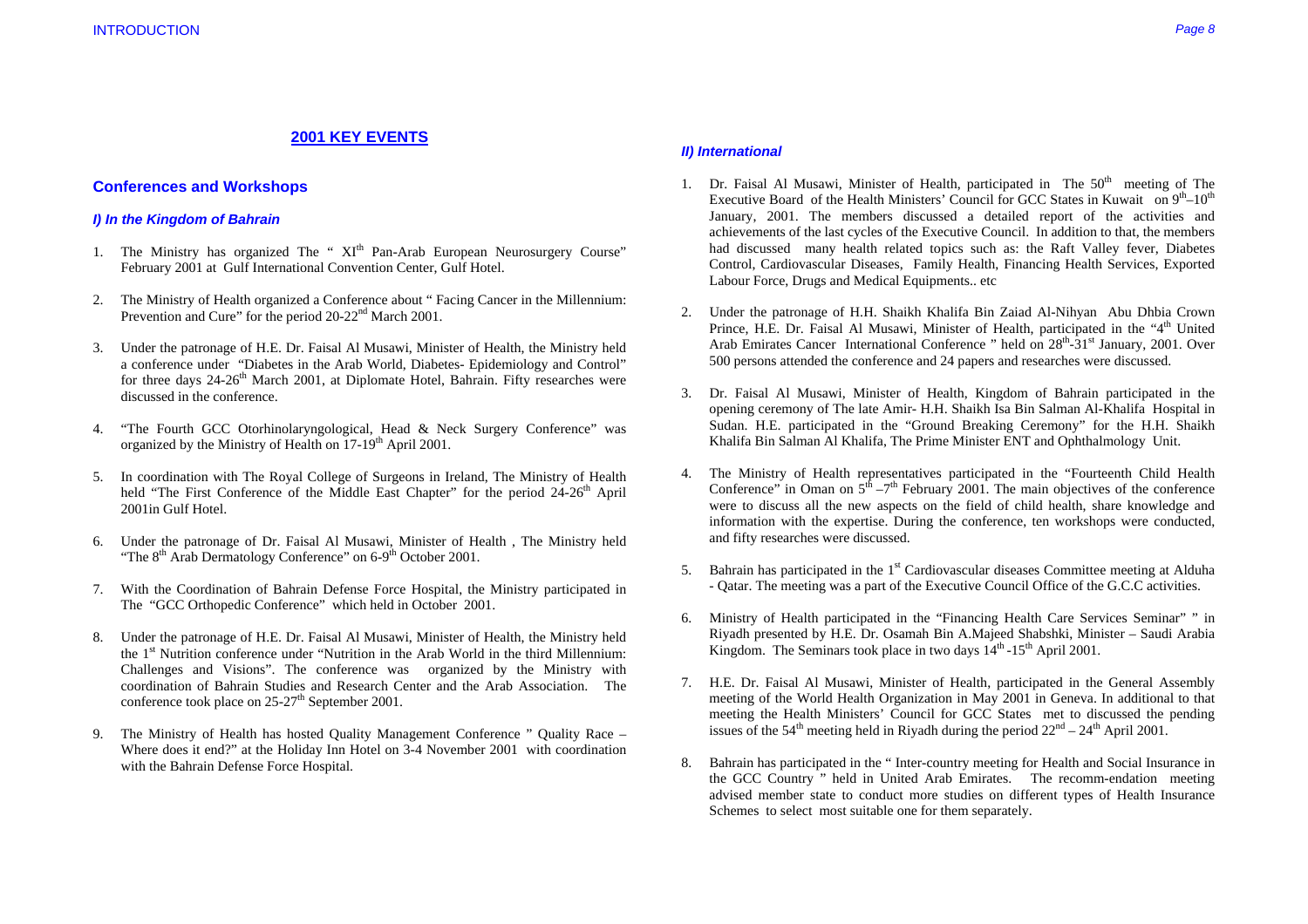## 2001 KEY EVENTS

### Conferences and Workshops

#### *I) In the Kingdom of Bahrain*

1. The Ministry has organized The " XI$^{th}$ Pan-Arab European Neurosurgery Course" February 2001 at Gulf International Convention Center, Gulf Hotel.

2. The Ministry of Health organized a Conference about " Facing Cancer in the Millennium: Prevention and Cure" for the period 20-22$^{nd}$ March 2001.

3. Under the patronage of H.E. Dr. Faisal Al Musawi, Minister of Health, the Ministry held a conference under "Diabetes in the Arab World, Diabetes- Epidemiology and Control" for three days 24-26$^{th}$ March 2001, at Diplomate Hotel, Bahrain. Fifty researches were discussed in the conference.

4. "The Fourth GCC Otorhinolaryngological, Head & Neck Surgery Conference" was organized by the Ministry of Health on 17-19$^{th}$ April 2001.

5. In coordination with The Royal College of Surgeons in Ireland, The Ministry of Health held "The First Conference of the Middle East Chapter" for the period 24-26$^{th}$ April 2001in Gulf Hotel.

6. Under the patronage of Dr. Faisal Al Musawi, Minister of Health , The Ministry held "The 8$^{th}$ Arab Dermatology Conference" on 6-9$^{th}$ October 2001.

7. With the Coordination of Bahrain Defense Force Hospital, the Ministry participated in The "GCC Orthopedic Conference" which held in October 2001.

8. Under the patronage of H.E. Dr. Faisal Al Musawi, Minister of Health, the Ministry held the 1$^{st}$ Nutrition conference under "Nutrition in the Arab World in the third Millennium: Challenges and Visions". The conference was organized by the Ministry with coordination of Bahrain Studies and Research Center and the Arab Association. The conference took place on 25-27$^{th}$ September 2001.

9. The Ministry of Health has hosted Quality Management Conference " Quality Race – Where does it end?" at the Holiday Inn Hotel on 3-4 November 2001 with coordination with the Bahrain Defense Force Hospital.

#### *II) International*

1. Dr. Faisal Al Musawi, Minister of Health, participated in The 50$^{th}$ meeting of The Executive Board of the Health Ministers' Council for GCC States in Kuwait on 9$^{th}$–10$^{th}$ January, 2001. The members discussed a detailed report of the activities and achievements of the last cycles of the Executive Council. In addition to that, the members had discussed many health related topics such as: the Raft Valley fever, Diabetes Control, Cardiovascular Diseases, Family Health, Financing Health Services, Exported Labour Force, Drugs and Medical Equipments.. etc

2. Under the patronage of H.H. Shaikh Khalifa Bin Zaiad Al-Nihyan Abu Dhbia Crown Prince, H.E. Dr. Faisal Al Musawi, Minister of Health, participated in the "4$^{th}$ United Arab Emirates Cancer International Conference " held on 28$^{th}$-31$^{st}$ January, 2001. Over 500 persons attended the conference and 24 papers and researches were discussed.

3. Dr. Faisal Al Musawi, Minister of Health, Kingdom of Bahrain participated in the opening ceremony of The late Amir- H.H. Shaikh Isa Bin Salman Al-Khalifa Hospital in Sudan. H.E. participated in the "Ground Breaking Ceremony" for the H.H. Shaikh Khalifa Bin Salman Al Khalifa, The Prime Minister ENT and Ophthalmology Unit.

4. The Ministry of Health representatives participated in the "Fourteenth Child Health Conference" in Oman on 5$^{th}$ –7$^{th}$ February 2001. The main objectives of the conference were to discuss all the new aspects on the field of child health, share knowledge and information with the expertise. During the conference, ten workshops were conducted, and fifty researches were discussed.

5. Bahrain has participated in the 1$^{st}$ Cardiovascular diseases Committee meeting at Alduha - Qatar. The meeting was a part of the Executive Council Office of the G.C.C activities.

6. Ministry of Health participated in the "Financing Health Care Services Seminar" " in Riyadh presented by H.E. Dr. Osamah Bin A.Majeed Shabshki, Minister – Saudi Arabia Kingdom. The Seminars took place in two days 14$^{th}$ -15$^{th}$ April 2001.

7. H.E. Dr. Faisal Al Musawi, Minister of Health, participated in the General Assembly meeting of the World Health Organization in May 2001 in Geneva. In additional to that meeting the Health Ministers' Council for GCC States met to discussed the pending issues of the 54$^{th}$ meeting held in Riyadh during the period 22$^{nd}$ – 24$^{th}$ April 2001.

8. Bahrain has participated in the " Inter-country meeting for Health and Social Insurance in the GCC Country " held in United Arab Emirates. The recomm-endation meeting advised member state to conduct more studies on different types of Health Insurance Schemes to select most suitable one for them separately.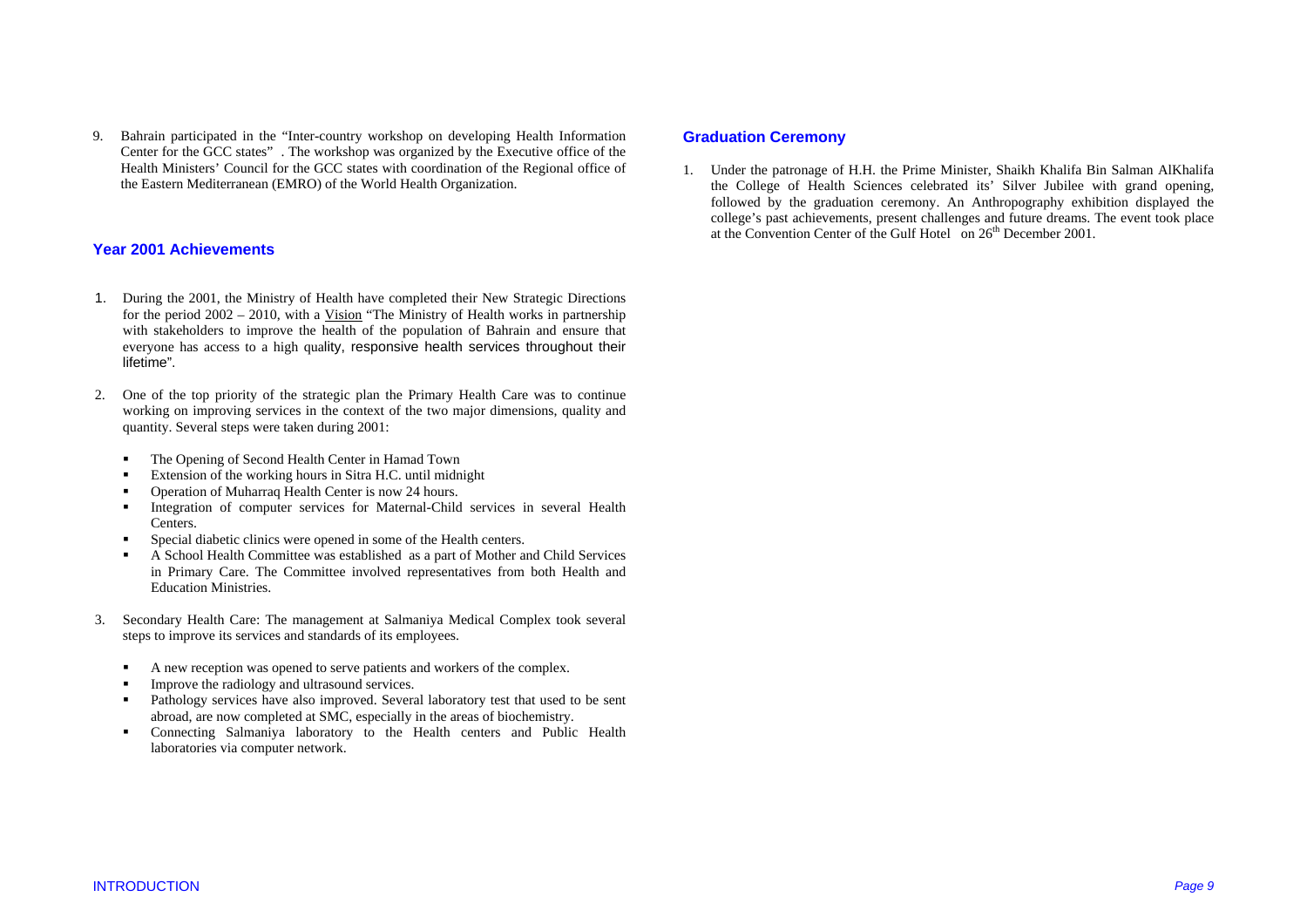9. Bahrain participated in the "Inter-country workshop on developing Health Information Center for the GCC states" . The workshop was organized by the Executive office of the Health Ministers' Council for the GCC states with coordination of the Regional office of the Eastern Mediterranean (EMRO) of the World Health Organization.

## Year 2001 Achievements

1. During the 2001, the Ministry of Health have completed their New Strategic Directions for the period 2002 – 2010, with a Vision "The Ministry of Health works in partnership with stakeholders to improve the health of the population of Bahrain and ensure that everyone has access to a high quality, responsive health services throughout their lifetime".

2. One of the top priority of the strategic plan the Primary Health Care was to continue working on improving services in the context of the two major dimensions, quality and quantity. Several steps were taken during 2001:

   - The Opening of Second Health Center in Hamad Town
   - Extension of the working hours in Sitra H.C. until midnight
   - Operation of Muharraq Health Center is now 24 hours.
   - Integration of computer services for Maternal-Child services in several Health Centers.
   - Special diabetic clinics were opened in some of the Health centers.
   - A School Health Committee was established as a part of Mother and Child Services in Primary Care. The Committee involved representatives from both Health and Education Ministries.

3. Secondary Health Care: The management at Salmaniya Medical Complex took several steps to improve its services and standards of its employees.

   - A new reception was opened to serve patients and workers of the complex.
   - Improve the radiology and ultrasound services.
   - Pathology services have also improved. Several laboratory test that used to be sent abroad, are now completed at SMC, especially in the areas of biochemistry.
   - Connecting Salmaniya laboratory to the Health centers and Public Health laboratories via computer network.

## Graduation Ceremony

1. Under the patronage of H.H. the Prime Minister, Shaikh Khalifa Bin Salman AlKhalifa the College of Health Sciences celebrated its' Silver Jubilee with grand opening, followed by the graduation ceremony. An Anthropography exhibition displayed the college's past achievements, present challenges and future dreams. The event took place at the Convention Center of the Gulf Hotel on 26th December 2001.